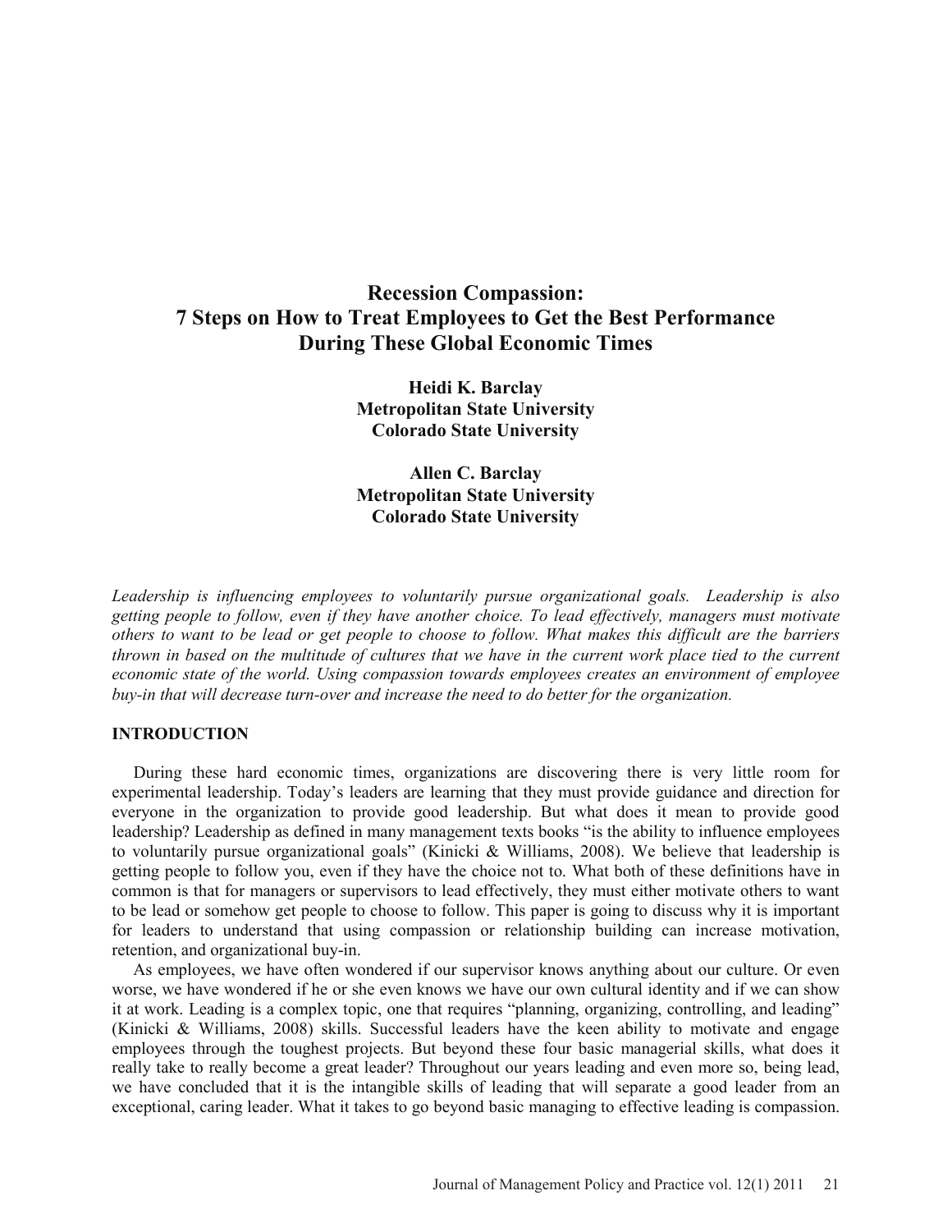# Recession Compassion: 7 Steps on How to Treat Employees to Get the Best Performance During These Global Economic Times

**Heidi K. Barclay**
**Metropolitan State University**
**Colorado State University**

**Allen C. Barclay**
**Metropolitan State University**
**Colorado State University**

*Leadership is influencing employees to voluntarily pursue organizational goals. Leadership is also getting people to follow, even if they have another choice. To lead effectively, managers must motivate others to want to be lead or get people to choose to follow. What makes this difficult are the barriers thrown in based on the multitude of cultures that we have in the current work place tied to the current economic state of the world. Using compassion towards employees creates an environment of employee buy-in that will decrease turn-over and increase the need to do better for the organization.*

## INTRODUCTION

During these hard economic times, organizations are discovering there is very little room for experimental leadership. Today's leaders are learning that they must provide guidance and direction for everyone in the organization to provide good leadership. But what does it mean to provide good leadership? Leadership as defined in many management texts books "is the ability to influence employees to voluntarily pursue organizational goals" (Kinicki & Williams, 2008). We believe that leadership is getting people to follow you, even if they have the choice not to. What both of these definitions have in common is that for managers or supervisors to lead effectively, they must either motivate others to want to be lead or somehow get people to choose to follow. This paper is going to discuss why it is important for leaders to understand that using compassion or relationship building can increase motivation, retention, and organizational buy-in.

As employees, we have often wondered if our supervisor knows anything about our culture. Or even worse, we have wondered if he or she even knows we have our own cultural identity and if we can show it at work. Leading is a complex topic, one that requires "planning, organizing, controlling, and leading" (Kinicki & Williams, 2008) skills. Successful leaders have the keen ability to motivate and engage employees through the toughest projects. But beyond these four basic managerial skills, what does it really take to really become a great leader? Throughout our years leading and even more so, being lead, we have concluded that it is the intangible skills of leading that will separate a good leader from an exceptional, caring leader. What it takes to go beyond basic managing to effective leading is compassion.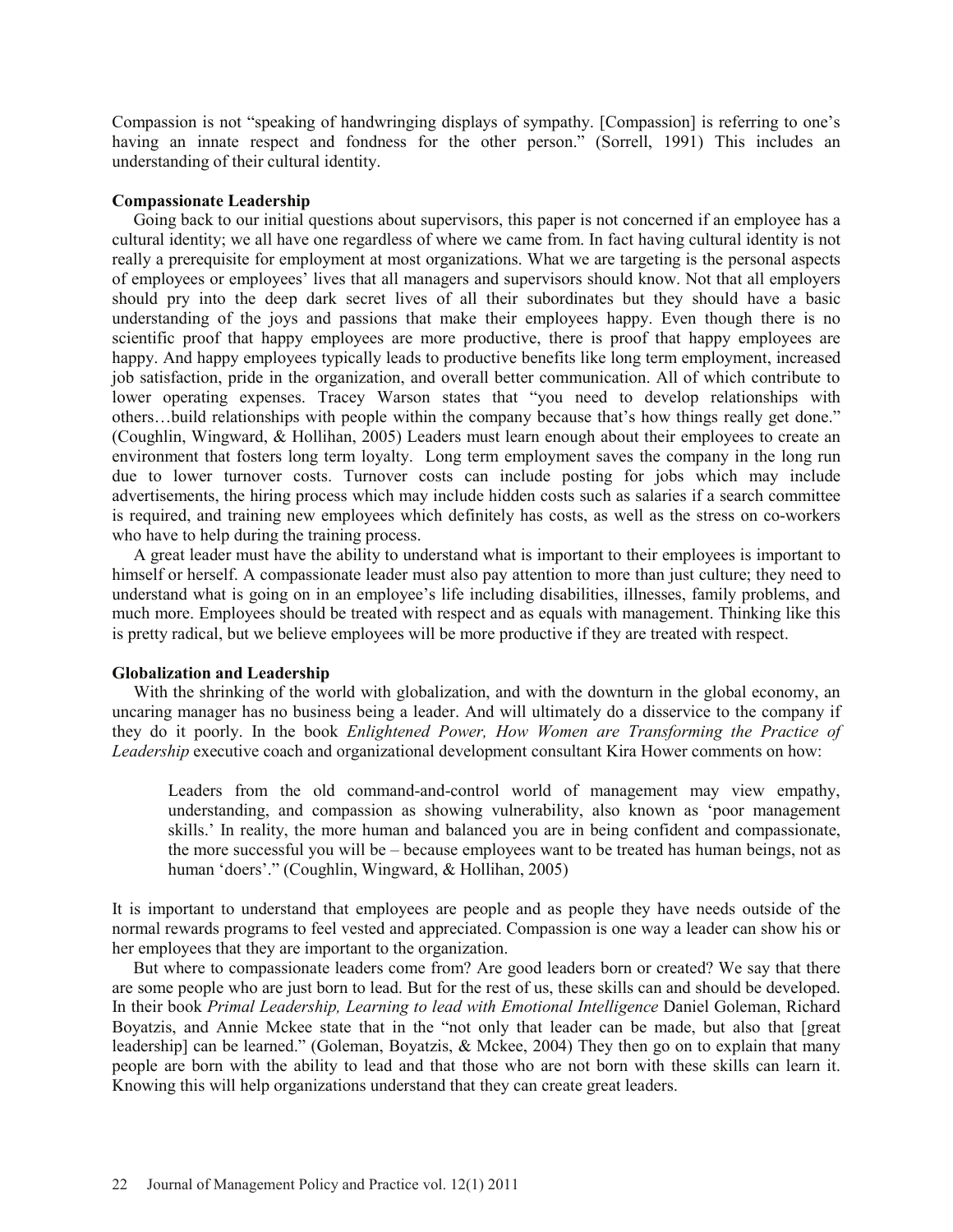Compassion is not "speaking of handwringing displays of sympathy. [Compassion] is referring to one's having an innate respect and fondness for the other person." (Sorrell, 1991) This includes an understanding of their cultural identity.

**Compassionate Leadership**

Going back to our initial questions about supervisors, this paper is not concerned if an employee has a cultural identity; we all have one regardless of where we came from. In fact having cultural identity is not really a prerequisite for employment at most organizations. What we are targeting is the personal aspects of employees or employees' lives that all managers and supervisors should know. Not that all employers should pry into the deep dark secret lives of all their subordinates but they should have a basic understanding of the joys and passions that make their employees happy. Even though there is no scientific proof that happy employees are more productive, there is proof that happy employees are happy. And happy employees typically leads to productive benefits like long term employment, increased job satisfaction, pride in the organization, and overall better communication. All of which contribute to lower operating expenses. Tracey Warson states that "you need to develop relationships with others…build relationships with people within the company because that's how things really get done." (Coughlin, Wingward, & Hollihan, 2005) Leaders must learn enough about their employees to create an environment that fosters long term loyalty. Long term employment saves the company in the long run due to lower turnover costs. Turnover costs can include posting for jobs which may include advertisements, the hiring process which may include hidden costs such as salaries if a search committee is required, and training new employees which definitely has costs, as well as the stress on co-workers who have to help during the training process.

A great leader must have the ability to understand what is important to their employees is important to himself or herself. A compassionate leader must also pay attention to more than just culture; they need to understand what is going on in an employee's life including disabilities, illnesses, family problems, and much more. Employees should be treated with respect and as equals with management. Thinking like this is pretty radical, but we believe employees will be more productive if they are treated with respect.

**Globalization and Leadership**

With the shrinking of the world with globalization, and with the downturn in the global economy, an uncaring manager has no business being a leader. And will ultimately do a disservice to the company if they do it poorly. In the book *Enlightened Power, How Women are Transforming the Practice of Leadership* executive coach and organizational development consultant Kira Hower comments on how:

> Leaders from the old command-and-control world of management may view empathy, understanding, and compassion as showing vulnerability, also known as 'poor management skills.' In reality, the more human and balanced you are in being confident and compassionate, the more successful you will be – because employees want to be treated has human beings, not as human 'doers'." (Coughlin, Wingward, & Hollihan, 2005)

It is important to understand that employees are people and as people they have needs outside of the normal rewards programs to feel vested and appreciated. Compassion is one way a leader can show his or her employees that they are important to the organization.

But where to compassionate leaders come from? Are good leaders born or created? We say that there are some people who are just born to lead. But for the rest of us, these skills can and should be developed. In their book *Primal Leadership, Learning to lead with Emotional Intelligence* Daniel Goleman, Richard Boyatzis, and Annie Mckee state that in the "not only that leader can be made, but also that [great leadership] can be learned." (Goleman, Boyatzis, & Mckee, 2004) They then go on to explain that many people are born with the ability to lead and that those who are not born with these skills can learn it. Knowing this will help organizations understand that they can create great leaders.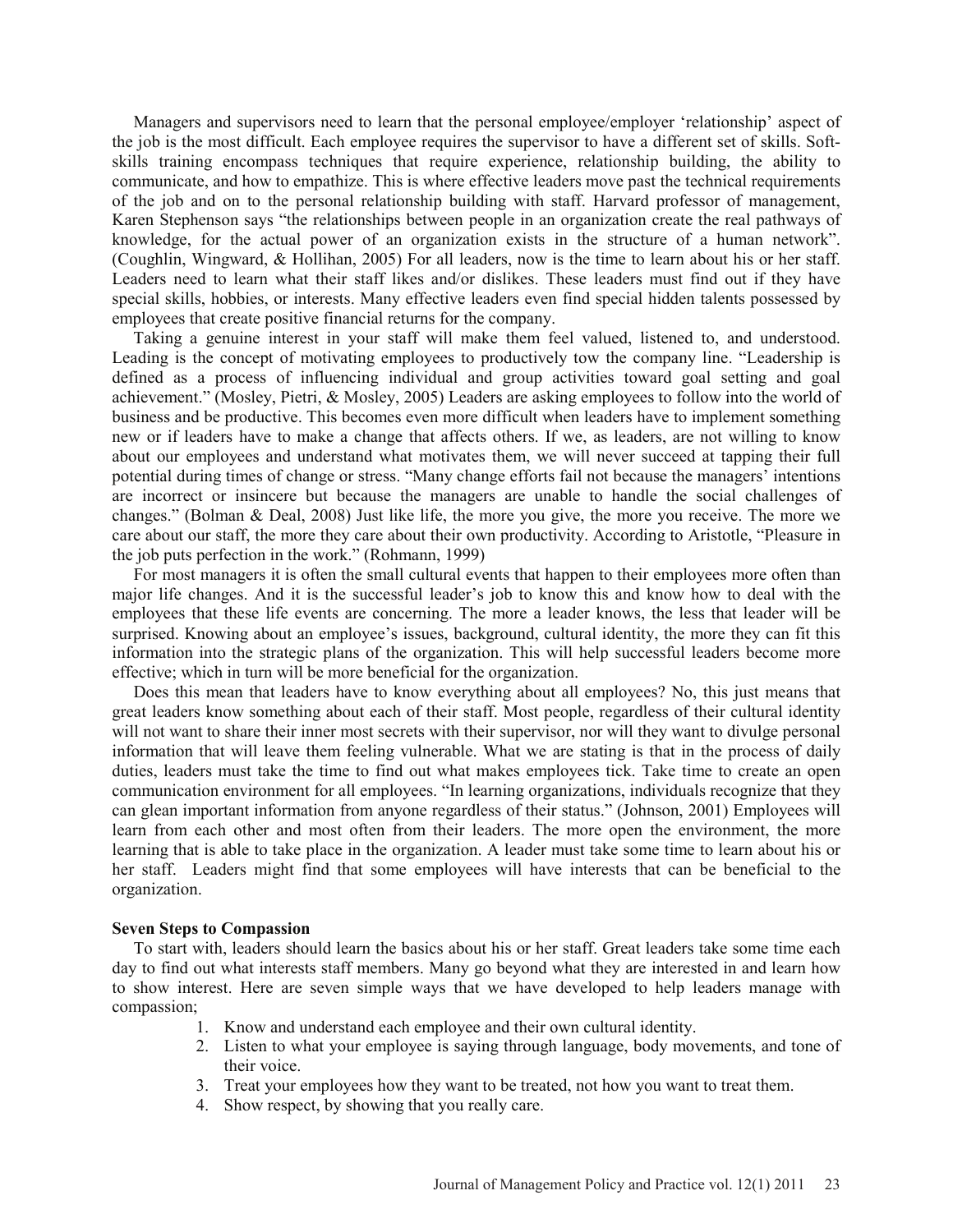Managers and supervisors need to learn that the personal employee/employer 'relationship' aspect of the job is the most difficult. Each employee requires the supervisor to have a different set of skills. Soft-skills training encompass techniques that require experience, relationship building, the ability to communicate, and how to empathize. This is where effective leaders move past the technical requirements of the job and on to the personal relationship building with staff. Harvard professor of management, Karen Stephenson says "the relationships between people in an organization create the real pathways of knowledge, for the actual power of an organization exists in the structure of a human network". (Coughlin, Wingward, & Hollihan, 2005) For all leaders, now is the time to learn about his or her staff. Leaders need to learn what their staff likes and/or dislikes. These leaders must find out if they have special skills, hobbies, or interests. Many effective leaders even find special hidden talents possessed by employees that create positive financial returns for the company.

Taking a genuine interest in your staff will make them feel valued, listened to, and understood. Leading is the concept of motivating employees to productively tow the company line. "Leadership is defined as a process of influencing individual and group activities toward goal setting and goal achievement." (Mosley, Pietri, & Mosley, 2005) Leaders are asking employees to follow into the world of business and be productive. This becomes even more difficult when leaders have to implement something new or if leaders have to make a change that affects others. If we, as leaders, are not willing to know about our employees and understand what motivates them, we will never succeed at tapping their full potential during times of change or stress. "Many change efforts fail not because the managers' intentions are incorrect or insincere but because the managers are unable to handle the social challenges of changes." (Bolman & Deal, 2008) Just like life, the more you give, the more you receive. The more we care about our staff, the more they care about their own productivity. According to Aristotle, "Pleasure in the job puts perfection in the work." (Rohmann, 1999)

For most managers it is often the small cultural events that happen to their employees more often than major life changes. And it is the successful leader's job to know this and know how to deal with the employees that these life events are concerning. The more a leader knows, the less that leader will be surprised. Knowing about an employee's issues, background, cultural identity, the more they can fit this information into the strategic plans of the organization. This will help successful leaders become more effective; which in turn will be more beneficial for the organization.

Does this mean that leaders have to know everything about all employees? No, this just means that great leaders know something about each of their staff. Most people, regardless of their cultural identity will not want to share their inner most secrets with their supervisor, nor will they want to divulge personal information that will leave them feeling vulnerable. What we are stating is that in the process of daily duties, leaders must take the time to find out what makes employees tick. Take time to create an open communication environment for all employees. "In learning organizations, individuals recognize that they can glean important information from anyone regardless of their status." (Johnson, 2001) Employees will learn from each other and most often from their leaders. The more open the environment, the more learning that is able to take place in the organization. A leader must take some time to learn about his or her staff. Leaders might find that some employees will have interests that can be beneficial to the organization.

**Seven Steps to Compassion**

To start with, leaders should learn the basics about his or her staff. Great leaders take some time each day to find out what interests staff members. Many go beyond what they are interested in and learn how to show interest. Here are seven simple ways that we have developed to help leaders manage with compassion;

1. Know and understand each employee and their own cultural identity.
2. Listen to what your employee is saying through language, body movements, and tone of their voice.
3. Treat your employees how they want to be treated, not how you want to treat them.
4. Show respect, by showing that you really care.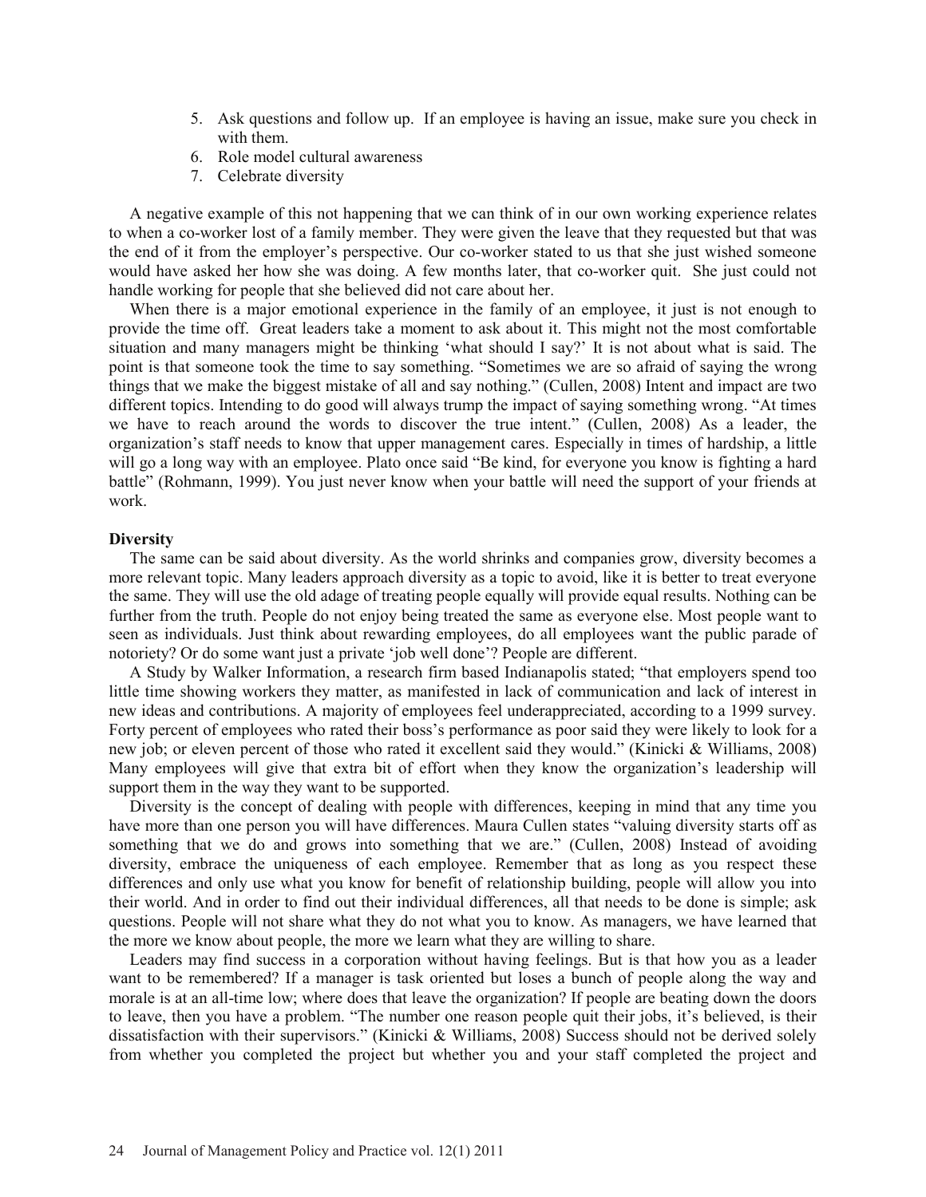5. Ask questions and follow up. If an employee is having an issue, make sure you check in with them.
6. Role model cultural awareness
7. Celebrate diversity

A negative example of this not happening that we can think of in our own working experience relates to when a co-worker lost of a family member. They were given the leave that they requested but that was the end of it from the employer's perspective. Our co-worker stated to us that she just wished someone would have asked her how she was doing. A few months later, that co-worker quit. She just could not handle working for people that she believed did not care about her.

When there is a major emotional experience in the family of an employee, it just is not enough to provide the time off. Great leaders take a moment to ask about it. This might not the most comfortable situation and many managers might be thinking 'what should I say?' It is not about what is said. The point is that someone took the time to say something. "Sometimes we are so afraid of saying the wrong things that we make the biggest mistake of all and say nothing." (Cullen, 2008) Intent and impact are two different topics. Intending to do good will always trump the impact of saying something wrong. "At times we have to reach around the words to discover the true intent." (Cullen, 2008) As a leader, the organization's staff needs to know that upper management cares. Especially in times of hardship, a little will go a long way with an employee. Plato once said "Be kind, for everyone you know is fighting a hard battle" (Rohmann, 1999). You just never know when your battle will need the support of your friends at work.

**Diversity**

The same can be said about diversity. As the world shrinks and companies grow, diversity becomes a more relevant topic. Many leaders approach diversity as a topic to avoid, like it is better to treat everyone the same. They will use the old adage of treating people equally will provide equal results. Nothing can be further from the truth. People do not enjoy being treated the same as everyone else. Most people want to seen as individuals. Just think about rewarding employees, do all employees want the public parade of notoriety? Or do some want just a private 'job well done'? People are different.

A Study by Walker Information, a research firm based Indianapolis stated; "that employers spend too little time showing workers they matter, as manifested in lack of communication and lack of interest in new ideas and contributions. A majority of employees feel underappreciated, according to a 1999 survey. Forty percent of employees who rated their boss's performance as poor said they were likely to look for a new job; or eleven percent of those who rated it excellent said they would." (Kinicki & Williams, 2008) Many employees will give that extra bit of effort when they know the organization's leadership will support them in the way they want to be supported.

Diversity is the concept of dealing with people with differences, keeping in mind that any time you have more than one person you will have differences. Maura Cullen states "valuing diversity starts off as something that we do and grows into something that we are." (Cullen, 2008) Instead of avoiding diversity, embrace the uniqueness of each employee. Remember that as long as you respect these differences and only use what you know for benefit of relationship building, people will allow you into their world. And in order to find out their individual differences, all that needs to be done is simple; ask questions. People will not share what they do not what you to know. As managers, we have learned that the more we know about people, the more we learn what they are willing to share.

Leaders may find success in a corporation without having feelings. But is that how you as a leader want to be remembered? If a manager is task oriented but loses a bunch of people along the way and morale is at an all-time low; where does that leave the organization? If people are beating down the doors to leave, then you have a problem. "The number one reason people quit their jobs, it's believed, is their dissatisfaction with their supervisors." (Kinicki & Williams, 2008) Success should not be derived solely from whether you completed the project but whether you and your staff completed the project and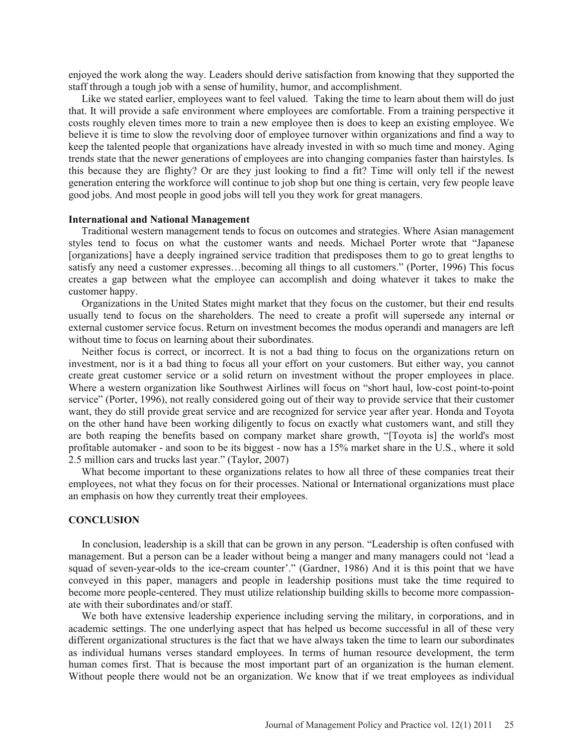enjoyed the work along the way. Leaders should derive satisfaction from knowing that they supported the staff through a tough job with a sense of humility, humor, and accomplishment.

Like we stated earlier, employees want to feel valued. Taking the time to learn about them will do just that. It will provide a safe environment where employees are comfortable. From a training perspective it costs roughly eleven times more to train a new employee then is does to keep an existing employee. We believe it is time to slow the revolving door of employee turnover within organizations and find a way to keep the talented people that organizations have already invested in with so much time and money. Aging trends state that the newer generations of employees are into changing companies faster than hairstyles. Is this because they are flighty? Or are they just looking to find a fit? Time will only tell if the newest generation entering the workforce will continue to job shop but one thing is certain, very few people leave good jobs. And most people in good jobs will tell you they work for great managers.

**International and National Management**

Traditional western management tends to focus on outcomes and strategies. Where Asian management styles tend to focus on what the customer wants and needs. Michael Porter wrote that "Japanese [organizations] have a deeply ingrained service tradition that predisposes them to go to great lengths to satisfy any need a customer expresses…becoming all things to all customers." (Porter, 1996) This focus creates a gap between what the employee can accomplish and doing whatever it takes to make the customer happy.

Organizations in the United States might market that they focus on the customer, but their end results usually tend to focus on the shareholders. The need to create a profit will supersede any internal or external customer service focus. Return on investment becomes the modus operandi and managers are left without time to focus on learning about their subordinates.

Neither focus is correct, or incorrect. It is not a bad thing to focus on the organizations return on investment, nor is it a bad thing to focus all your effort on your customers. But either way, you cannot create great customer service or a solid return on investment without the proper employees in place. Where a western organization like Southwest Airlines will focus on "short haul, low-cost point-to-point service" (Porter, 1996), not really considered going out of their way to provide service that their customer want, they do still provide great service and are recognized for service year after year. Honda and Toyota on the other hand have been working diligently to focus on exactly what customers want, and still they are both reaping the benefits based on company market share growth, "[Toyota is] the world's most profitable automaker - and soon to be its biggest - now has a 15% market share in the U.S., where it sold 2.5 million cars and trucks last year." (Taylor, 2007)

What become important to these organizations relates to how all three of these companies treat their employees, not what they focus on for their processes. National or International organizations must place an emphasis on how they currently treat their employees.

## CONCLUSION

In conclusion, leadership is a skill that can be grown in any person. "Leadership is often confused with management. But a person can be a leader without being a manger and many managers could not 'lead a squad of seven-year-olds to the ice-cream counter'." (Gardner, 1986) And it is this point that we have conveyed in this paper, managers and people in leadership positions must take the time required to become more people-centered. They must utilize relationship building skills to become more compassionate with their subordinates and/or staff.

We both have extensive leadership experience including serving the military, in corporations, and in academic settings. The one underlying aspect that has helped us become successful in all of these very different organizational structures is the fact that we have always taken the time to learn our subordinates as individual humans verses standard employees. In terms of human resource development, the term human comes first. That is because the most important part of an organization is the human element. Without people there would not be an organization. We know that if we treat employees as individual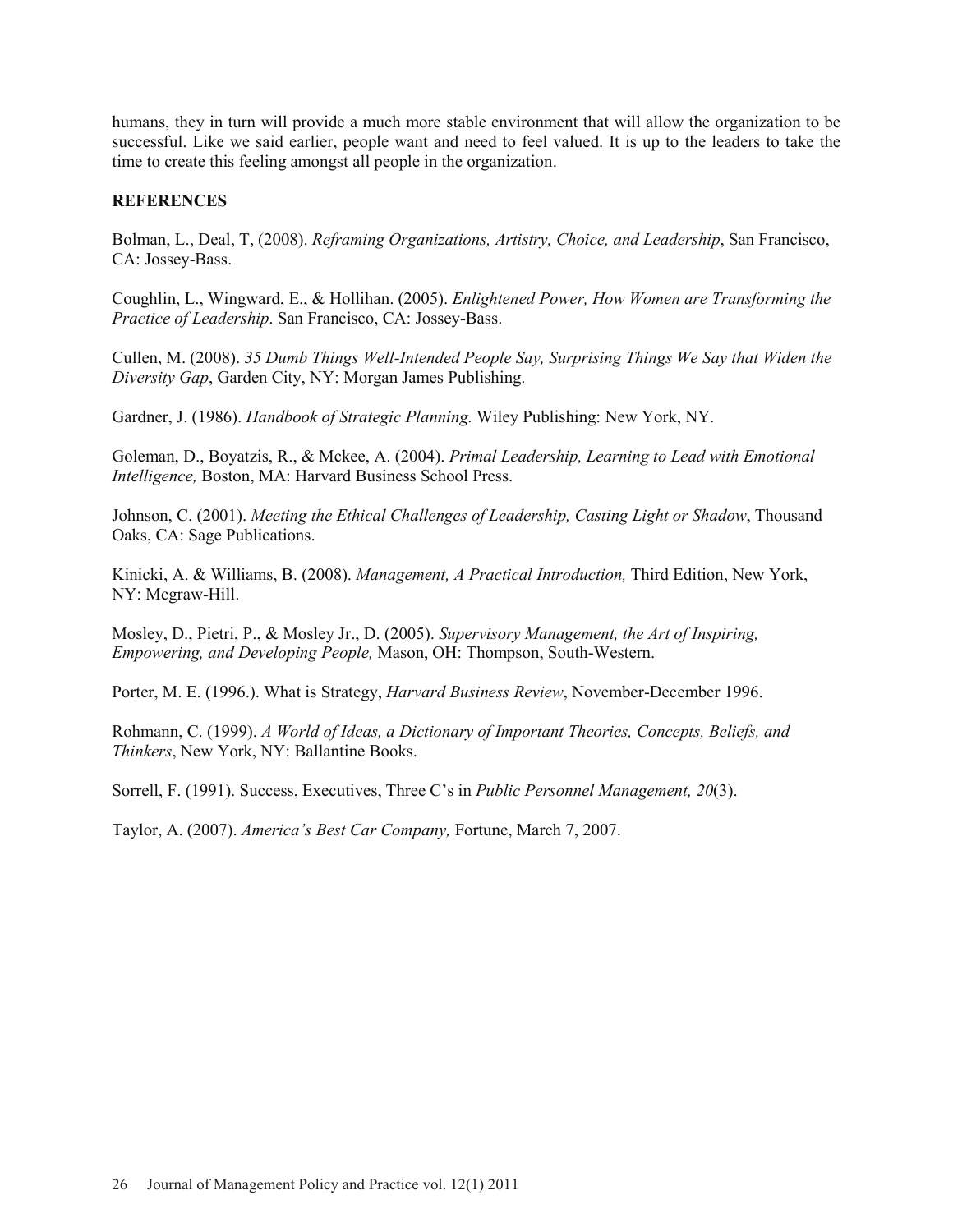humans, they in turn will provide a much more stable environment that will allow the organization to be successful. Like we said earlier, people want and need to feel valued. It is up to the leaders to take the time to create this feeling amongst all people in the organization.

## REFERENCES

Bolman, L., Deal, T, (2008). *Reframing Organizations, Artistry, Choice, and Leadership*, San Francisco, CA: Jossey-Bass.

Coughlin, L., Wingward, E., & Hollihan. (2005). *Enlightened Power, How Women are Transforming the Practice of Leadership*. San Francisco, CA: Jossey-Bass.

Cullen, M. (2008). *35 Dumb Things Well-Intended People Say, Surprising Things We Say that Widen the Diversity Gap*, Garden City, NY: Morgan James Publishing.

Gardner, J. (1986). *Handbook of Strategic Planning.* Wiley Publishing: New York, NY.

Goleman, D., Boyatzis, R., & Mckee, A. (2004). *Primal Leadership, Learning to Lead with Emotional Intelligence,* Boston, MA: Harvard Business School Press.

Johnson, C. (2001). *Meeting the Ethical Challenges of Leadership, Casting Light or Shadow*, Thousand Oaks, CA: Sage Publications.

Kinicki, A. & Williams, B. (2008). *Management, A Practical Introduction,* Third Edition, New York, NY: Mcgraw-Hill.

Mosley, D., Pietri, P., & Mosley Jr., D. (2005). *Supervisory Management, the Art of Inspiring, Empowering, and Developing People,* Mason, OH: Thompson, South-Western.

Porter, M. E. (1996.). What is Strategy, *Harvard Business Review*, November-December 1996.

Rohmann, C. (1999). *A World of Ideas, a Dictionary of Important Theories, Concepts, Beliefs, and Thinkers*, New York, NY: Ballantine Books.

Sorrell, F. (1991). Success, Executives, Three C's in *Public Personnel Management, 20*(3).

Taylor, A. (2007). *America's Best Car Company,* Fortune, March 7, 2007.